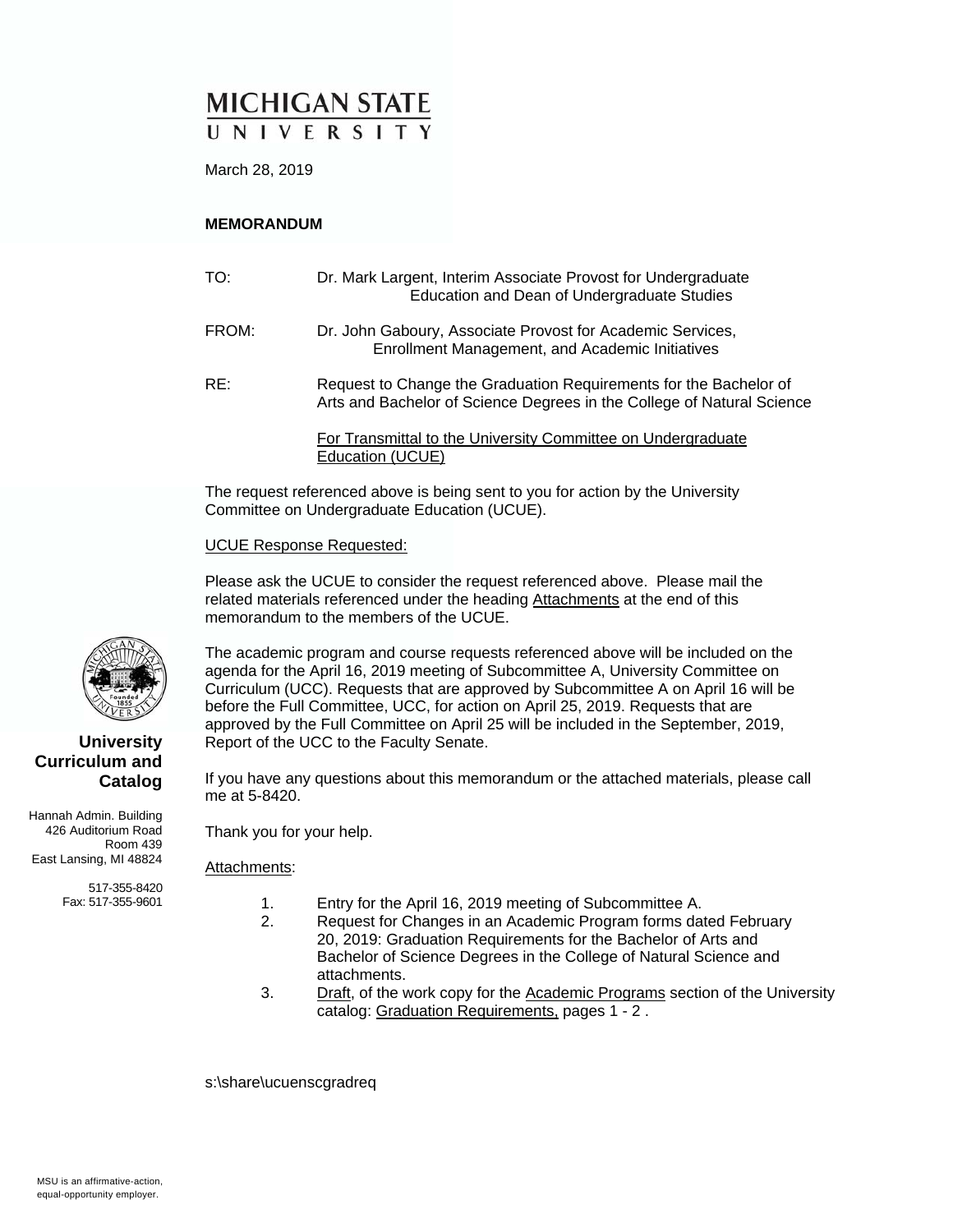# MICHIGAN STATE UNIVERSITY

March 28, 2019

**MEMORANDUM**

TO: Dr. Mark Largent, Interim Associate Provost for Undergraduate Education and Dean of Undergraduate Studies

FROM: Dr. John Gaboury, Associate Provost for Academic Services, Enrollment Management, and Academic Initiatives

RE: Request to Change the Graduation Requirements for the Bachelor of Arts and Bachelor of Science Degrees in the College of Natural Science

For Transmittal to the University Committee on Undergraduate Education (UCUE)

The request referenced above is being sent to you for action by the University Committee on Undergraduate Education (UCUE).

UCUE Response Requested:

Please ask the UCUE to consider the request referenced above. Please mail the related materials referenced under the heading Attachments at the end of this memorandum to the members of the UCUE.

The academic program and course requests referenced above will be included on the agenda for the April 16, 2019 meeting of Subcommittee A, University Committee on Curriculum (UCC). Requests that are approved by Subcommittee A on April 16 will be before the Full Committee, UCC, for action on April 25, 2019. Requests that are approved by the Full Committee on April 25 will be included in the September, 2019, Report of the UCC to the Faculty Senate.

If you have any questions about this memorandum or the attached materials, please call me at 5-8420.

Thank you for your help.

Attachments:

1. Entry for the April 16, 2019 meeting of Subcommittee A.
2. Request for Changes in an Academic Program forms dated February 20, 2019: Graduation Requirements for the Bachelor of Arts and Bachelor of Science Degrees in the College of Natural Science and attachments.
3. Draft, of the work copy for the Academic Programs section of the University catalog: Graduation Requirements, pages 1 - 2 .

s:\share\ucuenscgradreq

**University Curriculum and Catalog**

Hannah Admin. Building
426 Auditorium Road
Room 439
East Lansing, MI 48824

517-355-8420
Fax: 517-355-9601

MSU is an affirmative-action, equal-opportunity employer.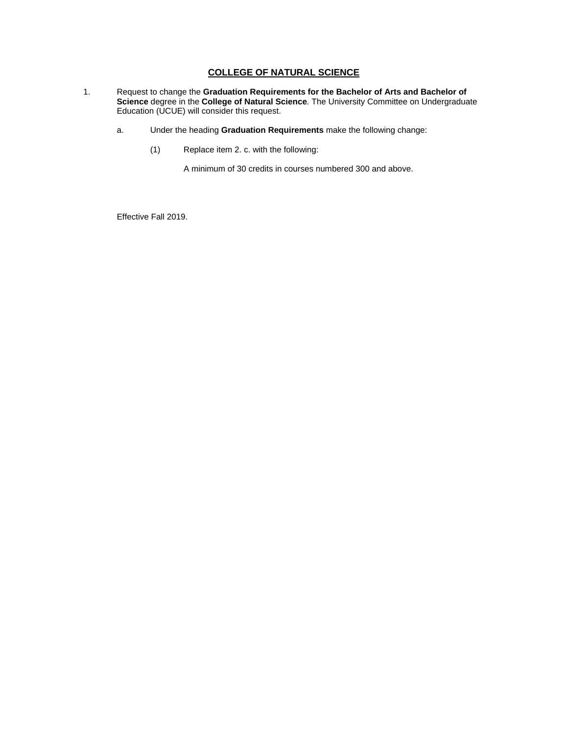## COLLEGE OF NATURAL SCIENCE

1. Request to change the **Graduation Requirements for the Bachelor of Arts and Bachelor of Science** degree in the **College of Natural Science**. The University Committee on Undergraduate Education (UCUE) will consider this request.

   a. Under the heading **Graduation Requirements** make the following change:

      (1) Replace item 2. c. with the following:

      A minimum of 30 credits in courses numbered 300 and above.

Effective Fall 2019.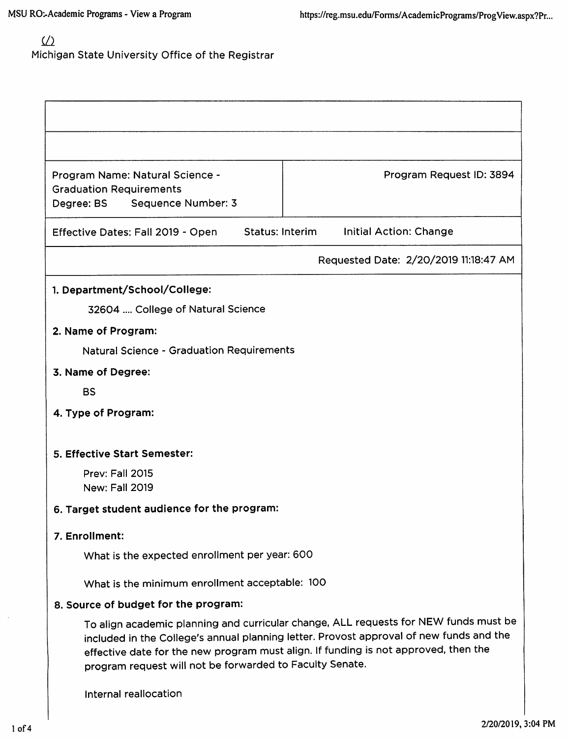Michigan State University Office of the Registrar

| Program Name: Natural Science - Graduation Requirements<br>Degree: BS Sequence Number: 3 | Program Request ID: 3894 |
|---|---|
| Effective Dates: Fall 2019 - Open Status: Interim Initial Action: Change | |
| | Requested Date: 2/20/2019 11:18:47 AM |

**1. Department/School/College:**

32604 .... College of Natural Science

**2. Name of Program:**

Natural Science - Graduation Requirements

**3. Name of Degree:**

BS

**4. Type of Program:**

**5. Effective Start Semester:**

Prev: Fall 2015
New: Fall 2019

**6. Target student audience for the program:**

**7. Enrollment:**

What is the expected enrollment per year: 600

What is the minimum enrollment acceptable: 100

**8. Source of budget for the program:**

To align academic planning and curricular change, ALL requests for NEW funds must be included in the College's annual planning letter. Provost approval of new funds and the effective date for the new program must align. If funding is not approved, then the program request will not be forwarded to Faculty Senate.

Internal reallocation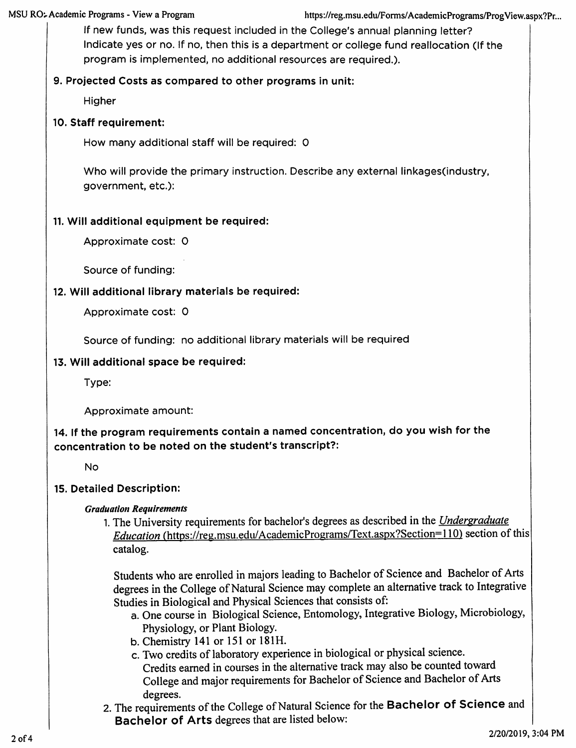If new funds, was this request included in the College's annual planning letter? Indicate yes or no. If no, then this is a department or college fund reallocation (If the program is implemented, no additional resources are required.).

**9. Projected Costs as compared to other programs in unit:**

Higher

**10. Staff requirement:**

How many additional staff will be required: 0

Who will provide the primary instruction. Describe any external linkages(industry, government, etc.):

**11. Will additional equipment be required:**

Approximate cost: 0

Source of funding:

**12. Will additional library materials be required:**

Approximate cost: 0

Source of funding: no additional library materials will be required

**13. Will additional space be required:**

Type:

Approximate amount:

**14. If the program requirements contain a named concentration, do you wish for the concentration to be noted on the student's transcript?:**

No

**15. Detailed Description:**

***Graduation Requirements***

1. The University requirements for bachelor's degrees as described in the *Undergraduate Education* (https://reg.msu.edu/AcademicPrograms/Text.aspx?Section=110) section of this catalog.

   Students who are enrolled in majors leading to Bachelor of Science and Bachelor of Arts degrees in the College of Natural Science may complete an alternative track to Integrative Studies in Biological and Physical Sciences that consists of:
   a. One course in Biological Science, Entomology, Integrative Biology, Microbiology, Physiology, or Plant Biology.
   b. Chemistry 141 or 151 or 181H.
   c. Two credits of laboratory experience in biological or physical science.
   Credits earned in courses in the alternative track may also be counted toward College and major requirements for Bachelor of Science and Bachelor of Arts degrees.
2. The requirements of the College of Natural Science for the **Bachelor of Science** and **Bachelor of Arts** degrees that are listed below: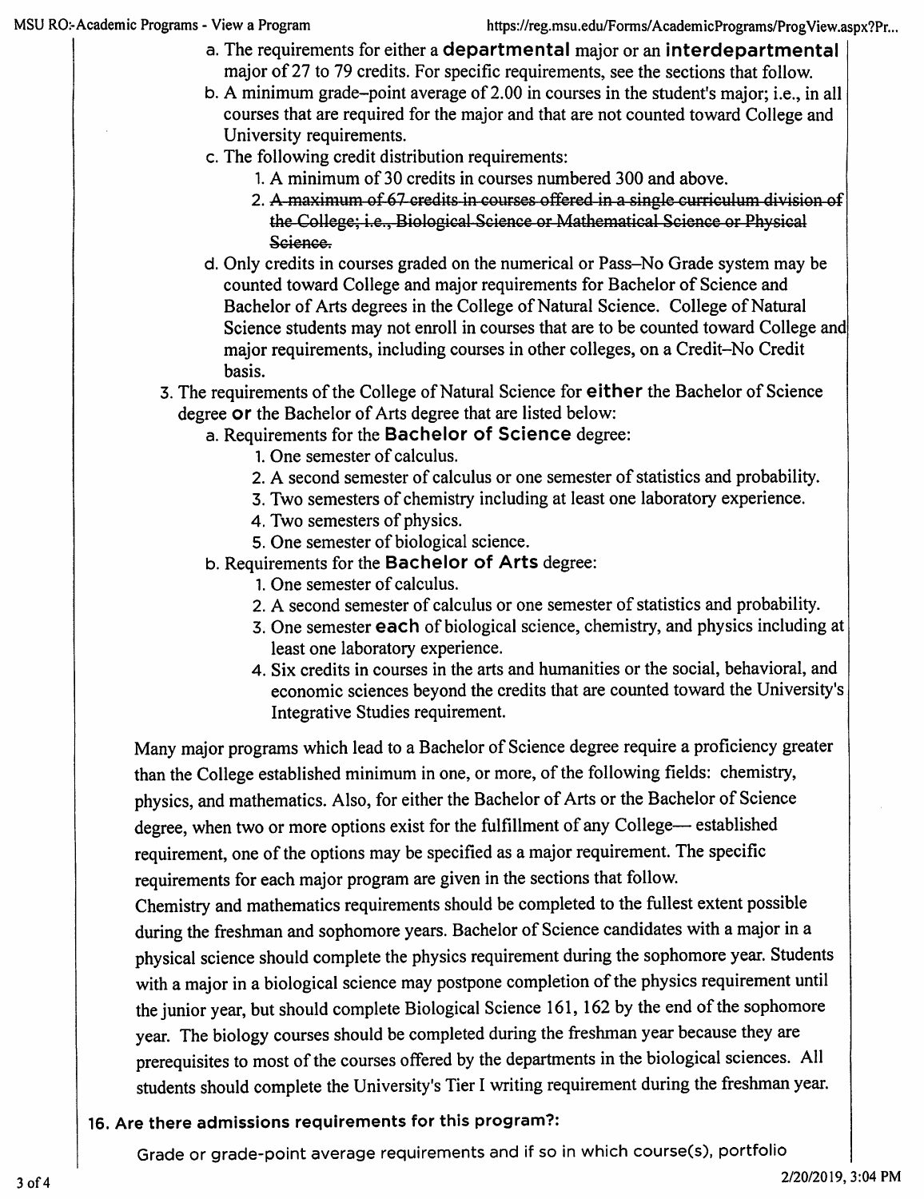a. The requirements for either a **departmental** major or an **interdepartmental** major of 27 to 79 credits. For specific requirements, see the sections that follow.

b. A minimum grade–point average of 2.00 in courses in the student's major; i.e., in all courses that are required for the major and that are not counted toward College and University requirements.

c. The following credit distribution requirements:

   1. A minimum of 30 credits in courses numbered 300 and above.
   2. ~~A maximum of 67 credits in courses offered in a single curriculum division of the College; i.e., Biological Science or Mathematical Science or Physical Science.~~

d. Only credits in courses graded on the numerical or Pass–No Grade system may be counted toward College and major requirements for Bachelor of Science and Bachelor of Arts degrees in the College of Natural Science. College of Natural Science students may not enroll in courses that are to be counted toward College and major requirements, including courses in other colleges, on a Credit–No Credit basis.

3. The requirements of the College of Natural Science for **either** the Bachelor of Science degree **or** the Bachelor of Arts degree that are listed below:

   a. Requirements for the **Bachelor of Science** degree:

      1. One semester of calculus.
      2. A second semester of calculus or one semester of statistics and probability.
      3. Two semesters of chemistry including at least one laboratory experience.
      4. Two semesters of physics.
      5. One semester of biological science.

   b. Requirements for the **Bachelor of Arts** degree:

      1. One semester of calculus.
      2. A second semester of calculus or one semester of statistics and probability.
      3. One semester **each** of biological science, chemistry, and physics including at least one laboratory experience.
      4. Six credits in courses in the arts and humanities or the social, behavioral, and economic sciences beyond the credits that are counted toward the University's Integrative Studies requirement.

Many major programs which lead to a Bachelor of Science degree require a proficiency greater than the College established minimum in one, or more, of the following fields: chemistry, physics, and mathematics. Also, for either the Bachelor of Arts or the Bachelor of Science degree, when two or more options exist for the fulfillment of any College— established requirement, one of the options may be specified as a major requirement. The specific requirements for each major program are given in the sections that follow.

Chemistry and mathematics requirements should be completed to the fullest extent possible during the freshman and sophomore years. Bachelor of Science candidates with a major in a physical science should complete the physics requirement during the sophomore year. Students with a major in a biological science may postpone completion of the physics requirement until the junior year, but should complete Biological Science 161, 162 by the end of the sophomore year. The biology courses should be completed during the freshman year because they are prerequisites to most of the courses offered by the departments in the biological sciences. All students should complete the University's Tier I writing requirement during the freshman year.

### 16. Are there admissions requirements for this program?:

Grade or grade-point average requirements and if so in which course(s), portfolio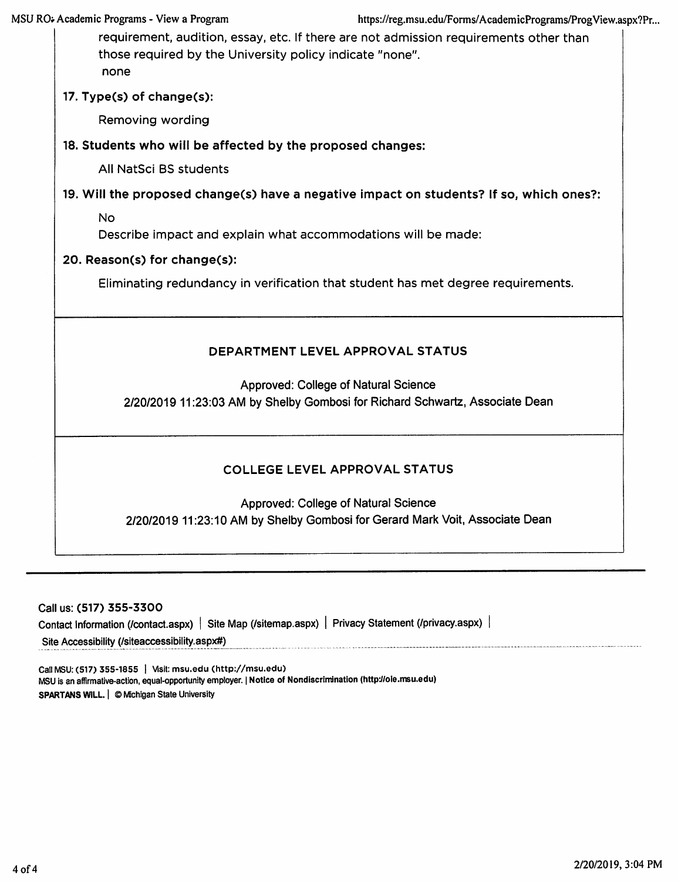requirement, audition, essay, etc. If there are not admission requirements other than those required by the University policy indicate "none".
none

**17. Type(s) of change(s):**

Removing wording

**18. Students who will be affected by the proposed changes:**

All NatSci BS students

**19. Will the proposed change(s) have a negative impact on students? If so, which ones?:**

No
Describe impact and explain what accommodations will be made:

**20. Reason(s) for change(s):**

Eliminating redundancy in verification that student has met degree requirements.

## DEPARTMENT LEVEL APPROVAL STATUS

Approved: College of Natural Science
2/20/2019 11:23:03 AM by Shelby Gombosi for Richard Schwartz, Associate Dean

## COLLEGE LEVEL APPROVAL STATUS

Approved: College of Natural Science
2/20/2019 11:23:10 AM by Shelby Gombosi for Gerard Mark Voit, Associate Dean

Call us: **(517) 355-3300**
Contact Information (/contact.aspx) | Site Map (/sitemap.aspx) | Privacy Statement (/privacy.aspx) |
Site Accessibility (/siteaccessibility.aspx#)

Call MSU: (517) 355-1855 | Visit: msu.edu (http://msu.edu)
MSU is an affirmative-action, equal-opportunity employer. | **Notice of Nondiscrimination (http://oie.msu.edu)**
**SPARTANS WILL.** | © Michigan State University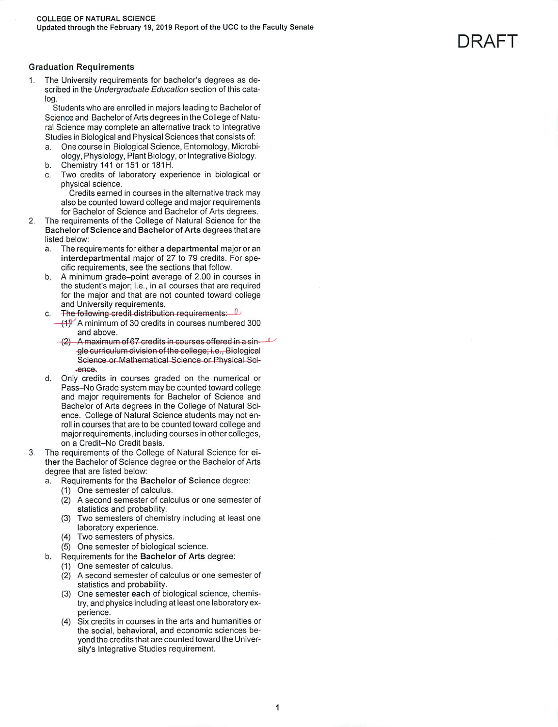COLLEGE OF NATURAL SCIENCE
Updated through the February 19, 2019 Report of the UCC to the Faculty Senate

DRAFT

## Graduation Requirements

1. The University requirements for bachelor's degrees as described in the *Undergraduate Education* section of this catalog.

   Students who are enrolled in majors leading to Bachelor of Science and Bachelor of Arts degrees in the College of Natural Science may complete an alternative track to Integrative Studies in Biological and Physical Sciences that consists of:

   a. One course in Biological Science, Entomology, Microbiology, Physiology, Plant Biology, or Integrative Biology.
   b. Chemistry 141 or 151 or 181H.
   c. Two credits of laboratory experience in biological or physical science.

      Credits earned in courses in the alternative track may also be counted toward college and major requirements for Bachelor of Science and Bachelor of Arts degrees.

2. The requirements of the College of Natural Science for the **Bachelor of Science** and **Bachelor of Arts** degrees that are listed below:

   a. The requirements for either a **departmental** major or an **interdepartmental** major of 27 to 79 credits. For specific requirements, see the sections that follow.
   b. A minimum grade–point average of 2.00 in courses in the student's major; i.e., in all courses that are required for the major and that are not counted toward college and University requirements.
   c. ~~The following credit distribution requirements:~~
      ~~(1)~~ A minimum of 30 credits in courses numbered 300 and above.
      ~~(2) A maximum of 67 credits in courses offered in a single curriculum division of the college; i.e., Biological Science or Mathematical Science or Physical Science.~~
   d. Only credits in courses graded on the numerical or Pass–No Grade system may be counted toward college and major requirements for Bachelor of Science and Bachelor of Arts degrees in the College of Natural Science. College of Natural Science students may not enroll in courses that are to be counted toward college and major requirements, including courses in other colleges, on a Credit–No Credit basis.

3. The requirements of the College of Natural Science for **either** the Bachelor of Science degree **or** the Bachelor of Arts degree that are listed below:

   a. Requirements for the **Bachelor of Science** degree:
      (1) One semester of calculus.
      (2) A second semester of calculus or one semester of statistics and probability.
      (3) Two semesters of chemistry including at least one laboratory experience.
      (4) Two semesters of physics.
      (5) One semester of biological science.
   b. Requirements for the **Bachelor of Arts** degree:
      (1) One semester of calculus.
      (2) A second semester of calculus or one semester of statistics and probability.
      (3) One semester **each** of biological science, chemistry, and physics including at least one laboratory experience.
      (4) Six credits in courses in the arts and humanities or the social, behavioral, and economic sciences beyond the credits that are counted toward the University's Integrative Studies requirement.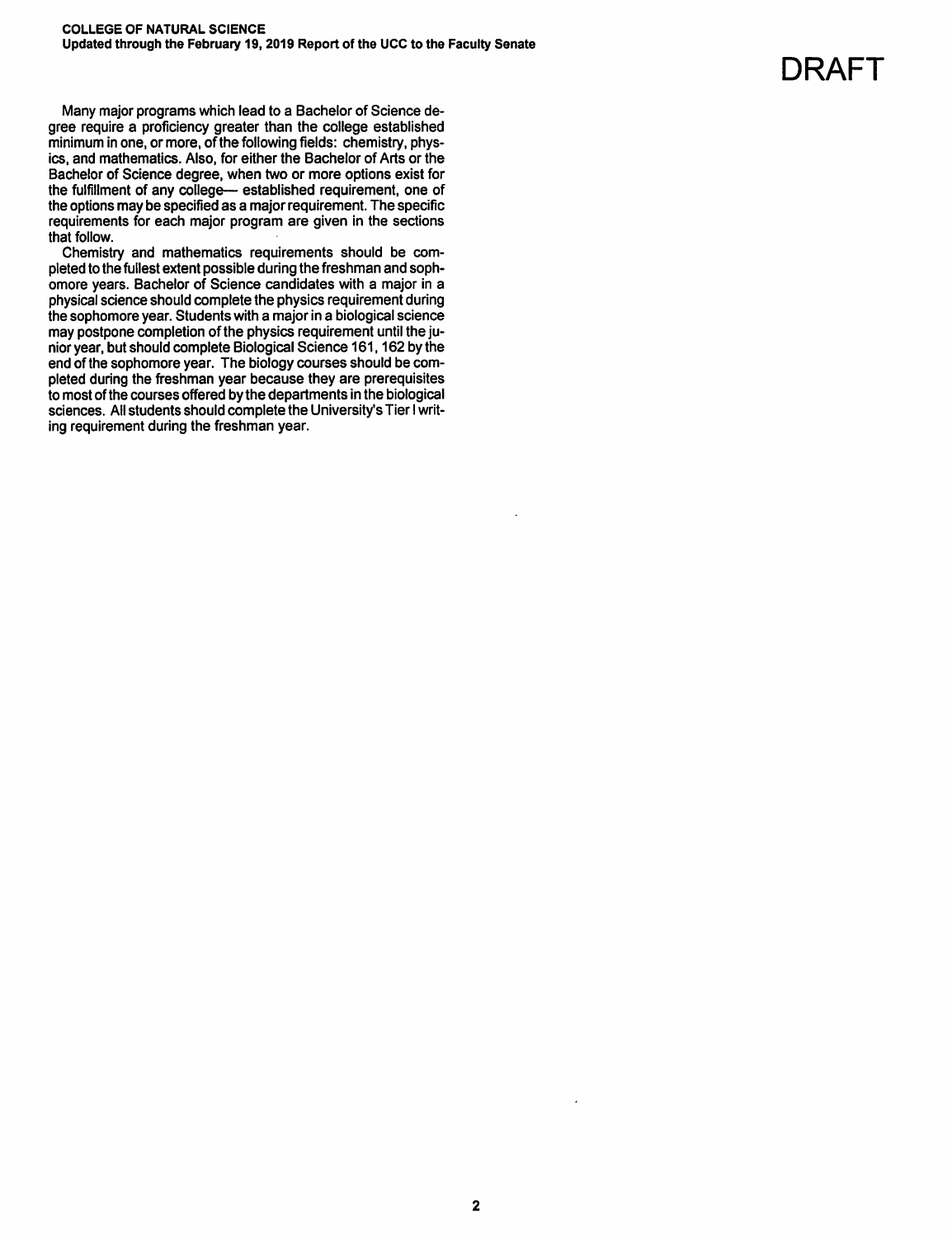Many major programs which lead to a Bachelor of Science degree require a proficiency greater than the college established minimum in one, or more, of the following fields: chemistry, physics, and mathematics. Also, for either the Bachelor of Arts or the Bachelor of Science degree, when two or more options exist for the fulfillment of any college— established requirement, one of the options may be specified as a major requirement. The specific requirements for each major program are given in the sections that follow.

Chemistry and mathematics requirements should be completed to the fullest extent possible during the freshman and sophomore years. Bachelor of Science candidates with a major in a physical science should complete the physics requirement during the sophomore year. Students with a major in a biological science may postpone completion of the physics requirement until the junior year, but should complete Biological Science 161, 162 by the end of the sophomore year. The biology courses should be completed during the freshman year because they are prerequisites to most of the courses offered by the departments in the biological sciences. All students should complete the University's Tier I writing requirement during the freshman year.